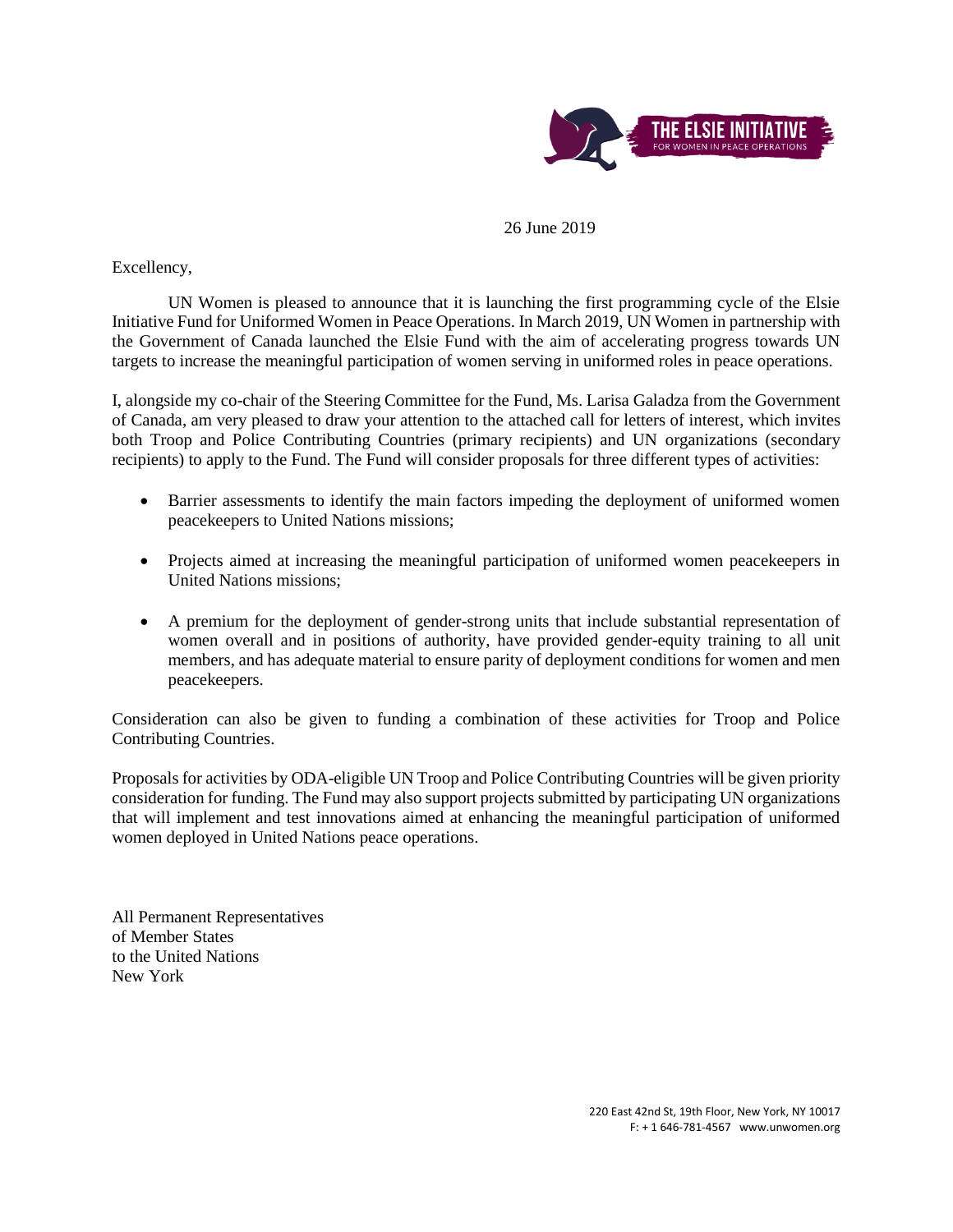THE ELSIE INITIATIVE
FOR WOMEN IN PEACE OPERATIONS

26 June 2019

Excellency,

UN Women is pleased to announce that it is launching the first programming cycle of the Elsie Initiative Fund for Uniformed Women in Peace Operations. In March 2019, UN Women in partnership with the Government of Canada launched the Elsie Fund with the aim of accelerating progress towards UN targets to increase the meaningful participation of women serving in uniformed roles in peace operations.

I, alongside my co-chair of the Steering Committee for the Fund, Ms. Larisa Galadza from the Government of Canada, am very pleased to draw your attention to the attached call for letters of interest, which invites both Troop and Police Contributing Countries (primary recipients) and UN organizations (secondary recipients) to apply to the Fund. The Fund will consider proposals for three different types of activities:

- Barrier assessments to identify the main factors impeding the deployment of uniformed women peacekeepers to United Nations missions;
- Projects aimed at increasing the meaningful participation of uniformed women peacekeepers in United Nations missions;
- A premium for the deployment of gender-strong units that include substantial representation of women overall and in positions of authority, have provided gender-equity training to all unit members, and has adequate material to ensure parity of deployment conditions for women and men peacekeepers.

Consideration can also be given to funding a combination of these activities for Troop and Police Contributing Countries.

Proposals for activities by ODA-eligible UN Troop and Police Contributing Countries will be given priority consideration for funding. The Fund may also support projects submitted by participating UN organizations that will implement and test innovations aimed at enhancing the meaningful participation of uniformed women deployed in United Nations peace operations.

All Permanent Representatives
of Member States
to the United Nations
New York

220 East 42nd St, 19th Floor, New York, NY 10017
F: + 1 646-781-4567 www.unwomen.org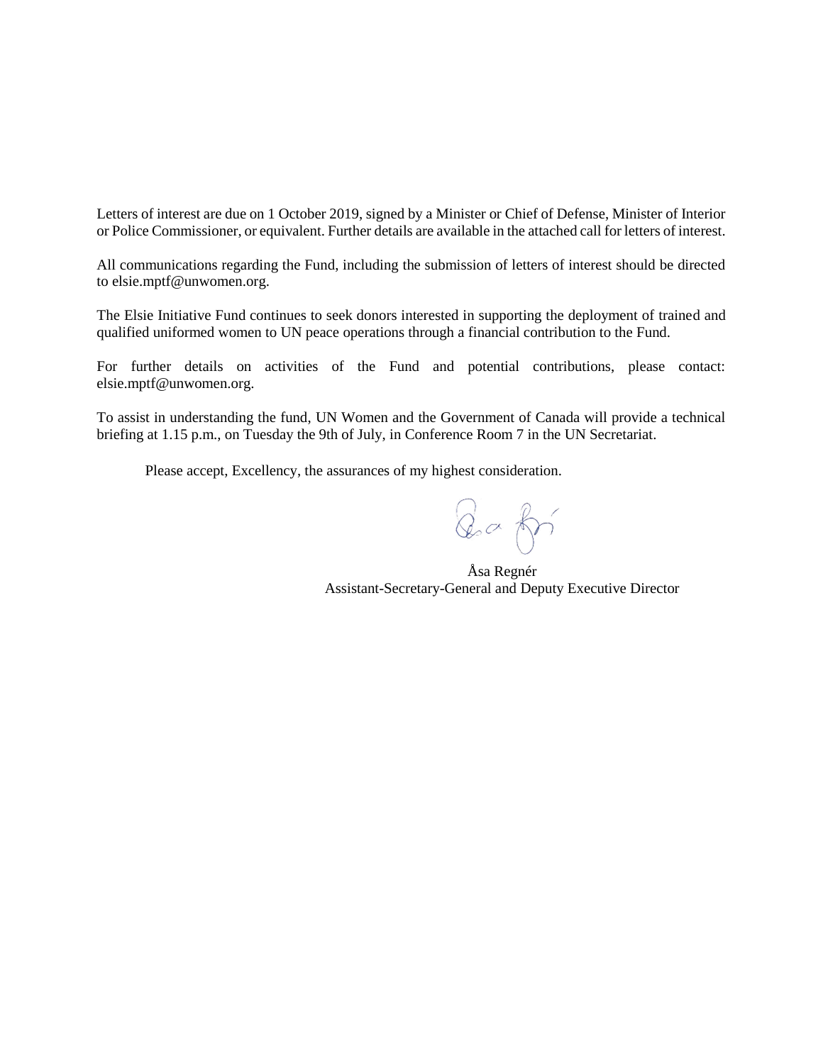Letters of interest are due on 1 October 2019, signed by a Minister or Chief of Defense, Minister of Interior or Police Commissioner, or equivalent. Further details are available in the attached call for letters of interest.

All communications regarding the Fund, including the submission of letters of interest should be directed to elsie.mptf@unwomen.org.

The Elsie Initiative Fund continues to seek donors interested in supporting the deployment of trained and qualified uniformed women to UN peace operations through a financial contribution to the Fund.

For further details on activities of the Fund and potential contributions, please contact: elsie.mptf@unwomen.org.

To assist in understanding the fund, UN Women and the Government of Canada will provide a technical briefing at 1.15 p.m., on Tuesday the 9th of July, in Conference Room 7 in the UN Secretariat.

Please accept, Excellency, the assurances of my highest consideration.

Åsa Regnér
Assistant-Secretary-General and Deputy Executive Director